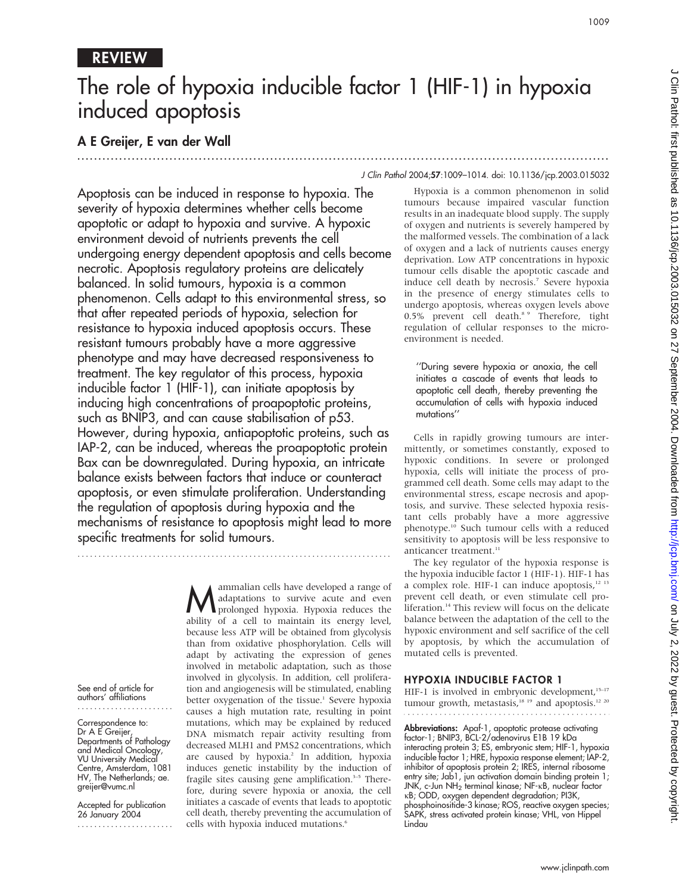REVIEW

# The role of hypoxia inducible factor 1 (HIF-1) in hypoxia induced apoptosis

**A E Greijer, E van der Wall**

J Clin Pathol 2004;**57**:1009–1014. doi: 10.1136/jcp.2003.015032

Apoptosis can be induced in response to hypoxia. The severity of hypoxia determines whether cells become apoptotic or adapt to hypoxia and survive. A hypoxic environment devoid of nutrients prevents the cell undergoing energy dependent apoptosis and cells become necrotic. Apoptosis regulatory proteins are delicately balanced. In solid tumours, hypoxia is a common phenomenon. Cells adapt to this environmental stress, so that after repeated periods of hypoxia, selection for resistance to hypoxia induced apoptosis occurs. These resistant tumours probably have a more aggressive phenotype and may have decreased responsiveness to treatment. The key regulator of this process, hypoxia inducible factor 1 (HIF-1), can initiate apoptosis by inducing high concentrations of proapoptotic proteins, such as BNIP3, and can cause stabilisation of p53. However, during hypoxia, antiapoptotic proteins, such as IAP-2, can be induced, whereas the proapoptotic protein Bax can be downregulated. During hypoxia, an intricate balance exists between factors that induce or counteract apoptosis, or even stimulate proliferation. Understanding the regulation of apoptosis during hypoxia and the mechanisms of resistance to apoptosis might lead to more specific treatments for solid tumours.

See end of article for authors' affiliations

Correspondence to: Dr A E Greijer, Departments of Pathology and Medical Oncology, VU University Medical Centre, Amsterdam, 1081 HV, The Netherlands; ae.greijer@vumc.nl

Accepted for publication 26 January 2004

Mammalian cells have developed a range of adaptations to survive acute and even prolonged hypoxia. Hypoxia reduces the ability of a cell to maintain its energy level, because less ATP will be obtained from glycolysis than from oxidative phosphorylation. Cells will adapt by activating the expression of genes involved in metabolic adaptation, such as those involved in glycolysis. In addition, cell proliferation and angiogenesis will be stimulated, enabling better oxygenation of the tissue.[1] Severe hypoxia causes a high mutation rate, resulting in point mutations, which may be explained by reduced DNA mismatch repair activity resulting from decreased MLH1 and PMS2 concentrations, which are caused by hypoxia.[2] In addition, hypoxia induces genetic instability by the induction of fragile sites causing gene amplification.[3–5] Therefore, during severe hypoxia or anoxia, the cell initiates a cascade of events that leads to apoptotic cell death, thereby preventing the accumulation of cells with hypoxia induced mutations.[6]

Hypoxia is a common phenomenon in solid tumours because impaired vascular function results in an inadequate blood supply. The supply of oxygen and nutrients is severely hampered by the malformed vessels. The combination of a lack of oxygen and a lack of nutrients causes energy deprivation. Low ATP concentrations in hypoxic tumour cells disable the apoptotic cascade and induce cell death by necrosis.[7] Severe hypoxia in the presence of energy stimulates cells to undergo apoptosis, whereas oxygen levels above 0.5% prevent cell death.[8 9] Therefore, tight regulation of cellular responses to the microenvironment is needed.

> "During severe hypoxia or anoxia, the cell initiates a cascade of events that leads to apoptotic cell death, thereby preventing the accumulation of cells with hypoxia induced mutations"

Cells in rapidly growing tumours are intermittently, or sometimes constantly, exposed to hypoxic conditions. In severe or prolonged hypoxia, cells will initiate the process of programmed cell death. Some cells may adapt to the environmental stress, escape necrosis and apoptosis, and survive. These selected hypoxia resistant cells probably have a more aggressive phenotype.[10] Such tumour cells with a reduced sensitivity to apoptosis will be less responsive to anticancer treatment.[11]

The key regulator of the hypoxia response is the hypoxia inducible factor 1 (HIF-1). HIF-1 has a complex role. HIF-1 can induce apoptosis,[12 13] prevent cell death, or even stimulate cell proliferation.[14] This review will focus on the delicate balance between the adaptation of the cell to the hypoxic environment and self sacrifice of the cell by apoptosis, by which the accumulation of mutated cells is prevented.

## HYPOXIA INDUCIBLE FACTOR 1

HIF-1 is involved in embryonic development,[15–17] tumour growth, metastasis,[18 19] and apoptosis.[12 20]

**Abbreviations:** Apaf-1, apoptotic protease activating factor-1; BNIP3, BCL-2/adenovirus E1B 19 kDa interacting protein 3; ES, embryonic stem; HIF-1, hypoxia inducible factor 1; HRE, hypoxia response element; IAP-2, inhibitor of apoptosis protein 2; IRES, internal ribosome entry site; Jab1, jun activation domain binding protein 1; JNK, c-Jun $NH_2$ terminal kinase; NF-κB, nuclear factor κB; ODD, oxygen dependent degradation; PI3K, phosphoinositide-3 kinase; ROS, reactive oxygen species; SAPK, stress activated protein kinase; VHL, von Hippel Lindau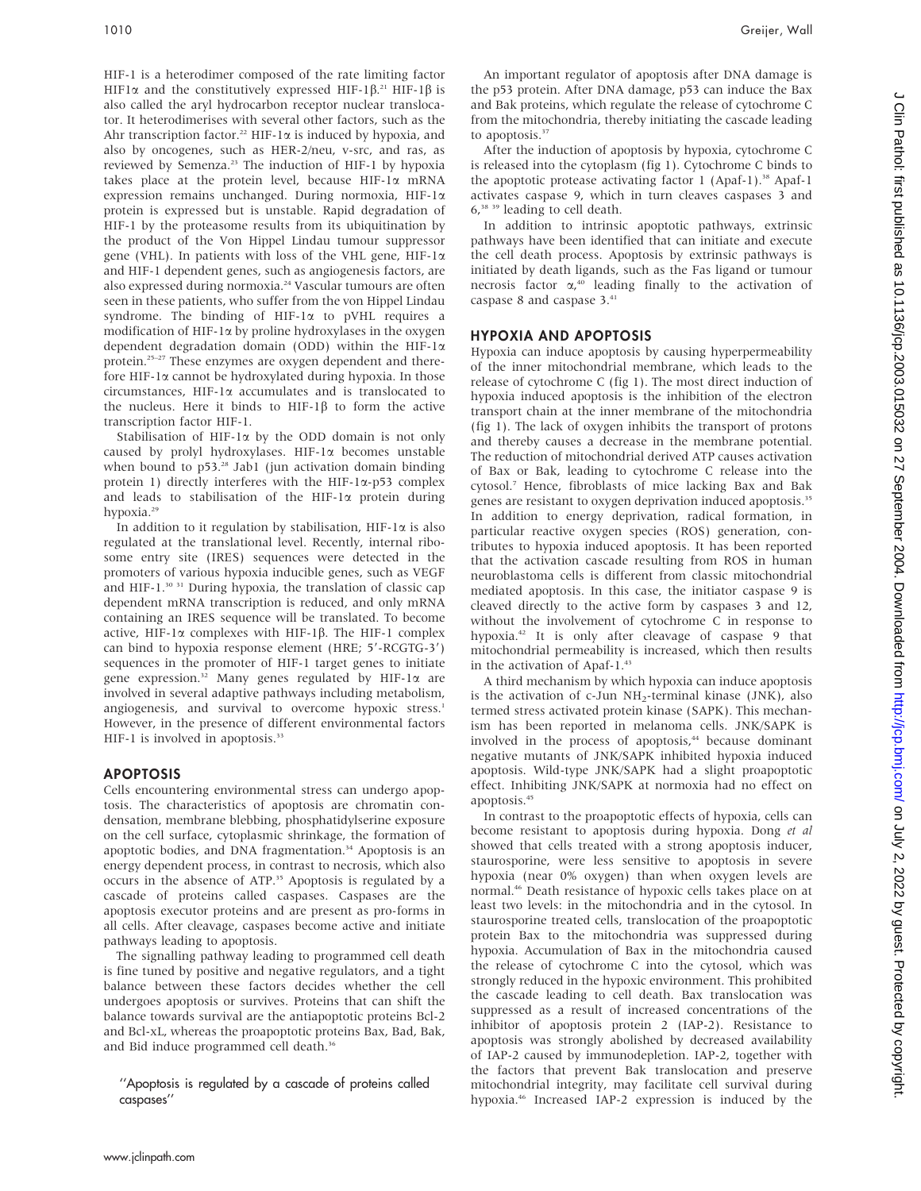HIF-1 is a heterodimer composed of the rate limiting factor HIF1α and the constitutively expressed HIF-1β.[21] HIF-1β is also called the aryl hydrocarbon receptor nuclear translocator. It heterodimerises with several other factors, such as the Ahr transcription factor.[22] HIF-1α is induced by hypoxia, and also by oncogenes, such as HER-2/neu, v-src, and ras, as reviewed by Semenza.[23] The induction of HIF-1 by hypoxia takes place at the protein level, because HIF-1α mRNA expression remains unchanged. During normoxia, HIF-1α protein is expressed but is unstable. Rapid degradation of HIF-1 by the proteasome results from its ubiquitination by the product of the Von Hippel Lindau tumour suppressor gene (VHL). In patients with loss of the VHL gene, HIF-1α and HIF-1 dependent genes, such as angiogenesis factors, are also expressed during normoxia.[24] Vascular tumours are often seen in these patients, who suffer from the von Hippel Lindau syndrome. The binding of HIF-1α to pVHL requires a modification of HIF-1α by proline hydroxylases in the oxygen dependent degradation domain (ODD) within the HIF-1α protein.[25–27] These enzymes are oxygen dependent and therefore HIF-1α cannot be hydroxylated during hypoxia. In those circumstances, HIF-1α accumulates and is translocated to the nucleus. Here it binds to HIF-1β to form the active transcription factor HIF-1.

Stabilisation of HIF-1α by the ODD domain is not only caused by prolyl hydroxylases. HIF-1α becomes unstable when bound to p53.[28] Jab1 (jun activation domain binding protein 1) directly interferes with the HIF-1α-p53 complex and leads to stabilisation of the HIF-1α protein during hypoxia.[29]

In addition to it regulation by stabilisation, HIF-1α is also regulated at the translational level. Recently, internal ribosome entry site (IRES) sequences were detected in the promoters of various hypoxia inducible genes, such as VEGF and HIF-1.[30 31] During hypoxia, the translation of classic cap dependent mRNA transcription is reduced, and only mRNA containing an IRES sequence will be translated. To become active, HIF-1α complexes with HIF-1β. The HIF-1 complex can bind to hypoxia response element (HRE; 5′-RCGTG-3′) sequences in the promoter of HIF-1 target genes to initiate gene expression.[32] Many genes regulated by HIF-1α are involved in several adaptive pathways including metabolism, angiogenesis, and survival to overcome hypoxic stress.[1] However, in the presence of different environmental factors HIF-1 is involved in apoptosis.[33]

## APOPTOSIS

Cells encountering environmental stress can undergo apoptosis. The characteristics of apoptosis are chromatin condensation, membrane blebbing, phosphatidylserine exposure on the cell surface, cytoplasmic shrinkage, the formation of apoptotic bodies, and DNA fragmentation.[34] Apoptosis is an energy dependent process, in contrast to necrosis, which also occurs in the absence of ATP.[35] Apoptosis is regulated by a cascade of proteins called caspases. Caspases are the apoptosis executor proteins and are present as pro-forms in all cells. After cleavage, caspases become active and initiate pathways leading to apoptosis.

The signalling pathway leading to programmed cell death is fine tuned by positive and negative regulators, and a tight balance between these factors decides whether the cell undergoes apoptosis or survives. Proteins that can shift the balance towards survival are the antiapoptotic proteins Bcl-2 and Bcl-xL, whereas the proapoptotic proteins Bax, Bad, Bak, and Bid induce programmed cell death.[36]

> "Apoptosis is regulated by a cascade of proteins called caspases"

An important regulator of apoptosis after DNA damage is the p53 protein. After DNA damage, p53 can induce the Bax and Bak proteins, which regulate the release of cytochrome C from the mitochondria, thereby initiating the cascade leading to apoptosis.[37]

After the induction of apoptosis by hypoxia, cytochrome C is released into the cytoplasm (fig 1). Cytochrome C binds to the apoptotic protease activating factor 1 (Apaf-1).[38] Apaf-1 activates caspase 9, which in turn cleaves caspases 3 and 6,[38 39] leading to cell death.

In addition to intrinsic apoptotic pathways, extrinsic pathways have been identified that can initiate and execute the cell death process. Apoptosis by extrinsic pathways is initiated by death ligands, such as the Fas ligand or tumour necrosis factor α,[40] leading finally to the activation of caspase 8 and caspase 3.[41]

## HYPOXIA AND APOPTOSIS

Hypoxia can induce apoptosis by causing hyperpermeability of the inner mitochondrial membrane, which leads to the release of cytochrome C (fig 1). The most direct induction of hypoxia induced apoptosis is the inhibition of the electron transport chain at the inner membrane of the mitochondria (fig 1). The lack of oxygen inhibits the transport of protons and thereby causes a decrease in the membrane potential. The reduction of mitochondrial derived ATP causes activation of Bax or Bak, leading to cytochrome C release into the cytosol.[7] Hence, fibroblasts of mice lacking Bax and Bak genes are resistant to oxygen deprivation induced apoptosis.[35] In addition to energy deprivation, radical formation, in particular reactive oxygen species (ROS) generation, contributes to hypoxia induced apoptosis. It has been reported that the activation cascade resulting from ROS in human neuroblastoma cells is different from classic mitochondrial mediated apoptosis. In this case, the initiator caspase 9 is cleaved directly to the active form by caspases 3 and 12, without the involvement of cytochrome C in response to hypoxia.[42] It is only after cleavage of caspase 9 that mitochondrial permeability is increased, which then results in the activation of Apaf-1.[43]

A third mechanism by which hypoxia can induce apoptosis is the activation of c-Jun $NH_2$-terminal kinase (JNK), also termed stress activated protein kinase (SAPK). This mechanism has been reported in melanoma cells. JNK/SAPK is involved in the process of apoptosis,[44] because dominant negative mutants of JNK/SAPK inhibited hypoxia induced apoptosis. Wild-type JNK/SAPK had a slight proapoptotic effect. Inhibiting JNK/SAPK at normoxia had no effect on apoptosis.[45]

In contrast to the proapoptotic effects of hypoxia, cells can become resistant to apoptosis during hypoxia. Dong *et al* showed that cells treated with a strong apoptosis inducer, staurosporine, were less sensitive to apoptosis in severe hypoxia (near 0% oxygen) than when oxygen levels are normal.[46] Death resistance of hypoxic cells takes place on at least two levels: in the mitochondria and in the cytosol. In staurosporine treated cells, translocation of the proapoptotic protein Bax to the mitochondria was suppressed during hypoxia. Accumulation of Bax in the mitochondria caused the release of cytochrome C into the cytosol, which was strongly reduced in the hypoxic environment. This prohibited the cascade leading to cell death. Bax translocation was suppressed as a result of increased concentrations of the inhibitor of apoptosis protein 2 (IAP-2). Resistance to apoptosis was strongly abolished by decreased availability of IAP-2 caused by immunodepletion. IAP-2, together with the factors that prevent Bak translocation and preserve mitochondrial integrity, may facilitate cell survival during hypoxia.[46] Increased IAP-2 expression is induced by the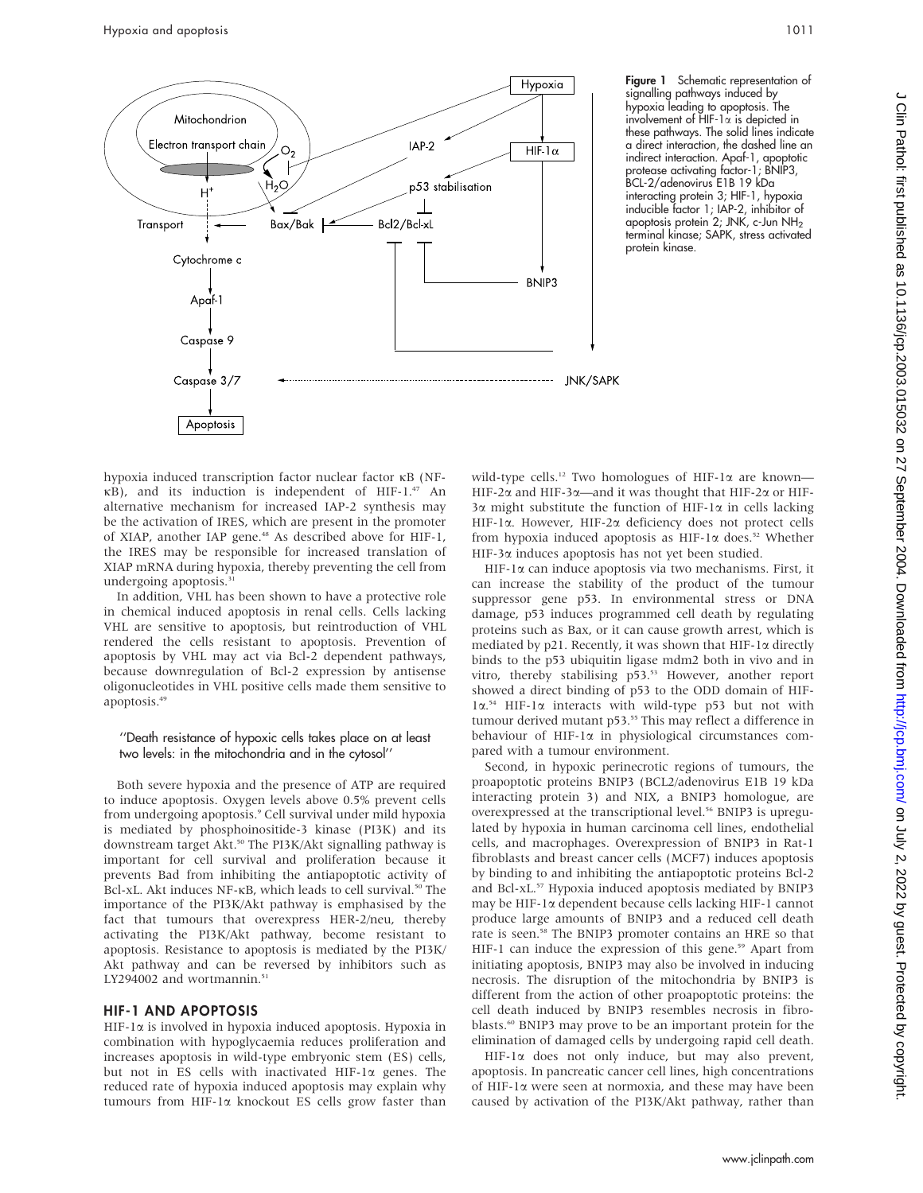**Figure 1** Schematic representation of signalling pathways induced by hypoxia leading to apoptosis. The involvement of HIF-1α is depicted in these pathways. The solid lines indicate a direct interaction, the dashed line an indirect interaction. Apaf-1, apoptotic protease activating factor-1; BNIP3, BCL-2/adenovirus E1B 19 kDa interacting protein 3; HIF-1, hypoxia inducible factor 1; IAP-2, inhibitor of apoptosis protein 2; JNK, c-Jun $NH_2$ terminal kinase; SAPK, stress activated protein kinase.

hypoxia induced transcription factor nuclear factor κB (NF-κB), and its induction is independent of HIF-1.[47] An alternative mechanism for increased IAP-2 synthesis may be the activation of IRES, which are present in the promoter of XIAP, another IAP gene.[48] As described above for HIF-1, the IRES may be responsible for increased translation of XIAP mRNA during hypoxia, thereby preventing the cell from undergoing apoptosis.[31]

In addition, VHL has been shown to have a protective role in chemical induced apoptosis in renal cells. Cells lacking VHL are sensitive to apoptosis, but reintroduction of VHL rendered the cells resistant to apoptosis. Prevention of apoptosis by VHL may act via Bcl-2 dependent pathways, because downregulation of Bcl-2 expression by antisense oligonucleotides in VHL positive cells made them sensitive to apoptosis.[49]

> "Death resistance of hypoxic cells takes place on at least two levels: in the mitochondria and in the cytosol"

Both severe hypoxia and the presence of ATP are required to induce apoptosis. Oxygen levels above 0.5% prevent cells from undergoing apoptosis.[9] Cell survival under mild hypoxia is mediated by phosphoinositide-3 kinase (PI3K) and its downstream target Akt.[50] The PI3K/Akt signalling pathway is important for cell survival and proliferation because it prevents Bad from inhibiting the antiapoptotic activity of Bcl-xL. Akt induces NF-κB, which leads to cell survival.[50] The importance of the PI3K/Akt pathway is emphasised by the fact that tumours that overexpress HER-2/neu, thereby activating the PI3K/Akt pathway, become resistant to apoptosis. Resistance to apoptosis is mediated by the PI3K/Akt pathway and can be reversed by inhibitors such as LY294002 and wortmannin.[51]

## HIF-1 AND APOPTOSIS

HIF-1α is involved in hypoxia induced apoptosis. Hypoxia in combination with hypoglycaemia reduces proliferation and increases apoptosis in wild-type embryonic stem (ES) cells, but not in ES cells with inactivated HIF-1α genes. The reduced rate of hypoxia induced apoptosis may explain why tumours from HIF-1α knockout ES cells grow faster than wild-type cells.[12] Two homologues of HIF-1α are known—HIF-2α and HIF-3α—and it was thought that HIF-2α or HIF-3α might substitute the function of HIF-1α in cells lacking HIF-1α. However, HIF-2α deficiency does not protect cells from hypoxia induced apoptosis as HIF-1α does.[52] Whether HIF-3α induces apoptosis has not yet been studied.

HIF-1α can induce apoptosis via two mechanisms. First, it can increase the stability of the product of the tumour suppressor gene p53. In environmental stress or DNA damage, p53 induces programmed cell death by regulating proteins such as Bax, or it can cause growth arrest, which is mediated by p21. Recently, it was shown that HIF-1α directly binds to the p53 ubiquitin ligase mdm2 both in vivo and in vitro, thereby stabilising p53.[53] However, another report showed a direct binding of p53 to the ODD domain of HIF-1α.[54] HIF-1α interacts with wild-type p53 but not with tumour derived mutant p53.[55] This may reflect a difference in behaviour of HIF-1α in physiological circumstances compared with a tumour environment.

Second, in hypoxic perinecrotic regions of tumours, the proapoptotic proteins BNIP3 (BCL2/adenovirus E1B 19 kDa interacting protein 3) and NIX, a BNIP3 homologue, are overexpressed at the transcriptional level.[56] BNIP3 is upregulated by hypoxia in human carcinoma cell lines, endothelial cells, and macrophages. Overexpression of BNIP3 in Rat-1 fibroblasts and breast cancer cells (MCF7) induces apoptosis by binding to and inhibiting the antiapoptotic proteins Bcl-2 and Bcl-xL.[57] Hypoxia induced apoptosis mediated by BNIP3 may be HIF-1α dependent because cells lacking HIF-1 cannot produce large amounts of BNIP3 and a reduced cell death rate is seen.[58] The BNIP3 promoter contains an HRE so that HIF-1 can induce the expression of this gene.[59] Apart from initiating apoptosis, BNIP3 may also be involved in inducing necrosis. The disruption of the mitochondria by BNIP3 is different from the action of other proapoptotic proteins: the cell death induced by BNIP3 resembles necrosis in fibroblasts.[60] BNIP3 may prove to be an important protein for the elimination of damaged cells by undergoing rapid cell death.

HIF-1α does not only induce, but may also prevent, apoptosis. In pancreatic cancer cell lines, high concentrations of HIF-1α were seen at normoxia, and these may have been caused by activation of the PI3K/Akt pathway, rather than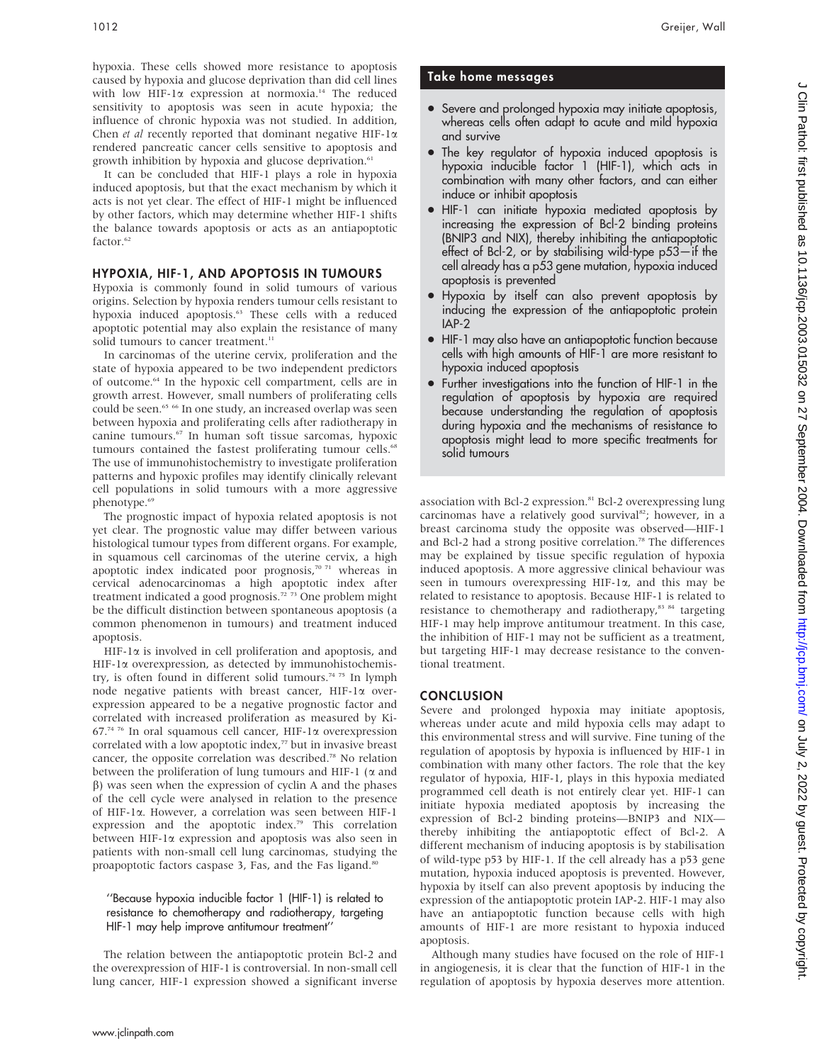hypoxia. These cells showed more resistance to apoptosis caused by hypoxia and glucose deprivation than did cell lines with low HIF-1α expression at normoxia.[14] The reduced sensitivity to apoptosis was seen in acute hypoxia; the influence of chronic hypoxia was not studied. In addition, Chen *et al* recently reported that dominant negative HIF-1α rendered pancreatic cancer cells sensitive to apoptosis and growth inhibition by hypoxia and glucose deprivation.[61]

It can be concluded that HIF-1 plays a role in hypoxia induced apoptosis, but that the exact mechanism by which it acts is not yet clear. The effect of HIF-1 might be influenced by other factors, which may determine whether HIF-1 shifts the balance towards apoptosis or acts as an antiapoptotic factor.[62]

## HYPOXIA, HIF-1, AND APOPTOSIS IN TUMOURS

Hypoxia is commonly found in solid tumours of various origins. Selection by hypoxia renders tumour cells resistant to hypoxia induced apoptosis.[63] These cells with a reduced apoptotic potential may also explain the resistance of many solid tumours to cancer treatment.[11]

In carcinomas of the uterine cervix, proliferation and the state of hypoxia appeared to be two independent predictors of outcome.[64] In the hypoxic cell compartment, cells are in growth arrest. However, small numbers of proliferating cells could be seen.[65 66] In one study, an increased overlap was seen between hypoxia and proliferating cells after radiotherapy in canine tumours.[67] In human soft tissue sarcomas, hypoxic tumours contained the fastest proliferating tumour cells.[68] The use of immunohistochemistry to investigate proliferation patterns and hypoxic profiles may identify clinically relevant cell populations in solid tumours with a more aggressive phenotype.[69]

The prognostic impact of hypoxia related apoptosis is not yet clear. The prognostic value may differ between various histological tumour types from different organs. For example, in squamous cell carcinomas of the uterine cervix, a high apoptotic index indicated poor prognosis,[70 71] whereas in cervical adenocarcinomas a high apoptotic index after treatment indicated a good prognosis.[72 73] One problem might be the difficult distinction between spontaneous apoptosis (a common phenomenon in tumours) and treatment induced apoptosis.

HIF-1α is involved in cell proliferation and apoptosis, and HIF-1α overexpression, as detected by immunohistochemistry, is often found in different solid tumours.[74 75] In lymph node negative patients with breast cancer, HIF-1α overexpression appeared to be a negative prognostic factor and correlated with increased proliferation as measured by Ki-67.[74 76] In oral squamous cell cancer, HIF-1α overexpression correlated with a low apoptotic index,[77] but in invasive breast cancer, the opposite correlation was described.[78] No relation between the proliferation of lung tumours and HIF-1 (α and β) was seen when the expression of cyclin A and the phases of the cell cycle were analysed in relation to the presence of HIF-1α. However, a correlation was seen between HIF-1 expression and the apoptotic index.[79] This correlation between HIF-1α expression and apoptosis was also seen in patients with non-small cell lung carcinomas, studying the proapoptotic factors caspase 3, Fas, and the Fas ligand.[80]

> "Because hypoxia inducible factor 1 (HIF-1) is related to resistance to chemotherapy and radiotherapy, targeting HIF-1 may help improve antitumour treatment"

The relation between the antiapoptotic protein Bcl-2 and the overexpression of HIF-1 is controversial. In non-small cell lung cancer, HIF-1 expression showed a significant inverse association with Bcl-2 expression.[81] Bcl-2 overexpressing lung carcinomas have a relatively good survival[82]; however, in a breast carcinoma study the opposite was observed—HIF-1 and Bcl-2 had a strong positive correlation.[78] The differences may be explained by tissue specific regulation of hypoxia induced apoptosis. A more aggressive clinical behaviour was seen in tumours overexpressing HIF-1α, and this may be related to resistance to apoptosis. Because HIF-1 is related to resistance to chemotherapy and radiotherapy,[83 84] targeting HIF-1 may help improve antitumour treatment. In this case, the inhibition of HIF-1 may not be sufficient as a treatment, but targeting HIF-1 may decrease resistance to the conventional treatment.

### Take home messages

- Severe and prolonged hypoxia may initiate apoptosis, whereas cells often adapt to acute and mild hypoxia and survive
- The key regulator of hypoxia induced apoptosis is hypoxia inducible factor 1 (HIF-1), which acts in combination with many other factors, and can either induce or inhibit apoptosis
- HIF-1 can initiate hypoxia mediated apoptosis by increasing the expression of Bcl-2 binding proteins (BNIP3 and NIX), thereby inhibiting the antiapoptotic effect of Bcl-2, or by stabilising wild-type p53—if the cell already has a p53 gene mutation, hypoxia induced apoptosis is prevented
- Hypoxia by itself can also prevent apoptosis by inducing the expression of the antiapoptotic protein IAP-2
- HIF-1 may also have an antiapoptotic function because cells with high amounts of HIF-1 are more resistant to hypoxia induced apoptosis
- Further investigations into the function of HIF-1 in the regulation of apoptosis by hypoxia are required because understanding the regulation of apoptosis during hypoxia and the mechanisms of resistance to apoptosis might lead to more specific treatments for solid tumours

## CONCLUSION

Severe and prolonged hypoxia may initiate apoptosis, whereas under acute and mild hypoxia cells may adapt to this environmental stress and will survive. Fine tuning of the regulation of apoptosis by hypoxia is influenced by HIF-1 in combination with many other factors. The role that the key regulator of hypoxia, HIF-1, plays in this hypoxia mediated programmed cell death is not entirely clear yet. HIF-1 can initiate hypoxia mediated apoptosis by increasing the expression of Bcl-2 binding proteins—BNIP3 and NIX—thereby inhibiting the antiapoptotic effect of Bcl-2. A different mechanism of inducing apoptosis is by stabilisation of wild-type p53 by HIF-1. If the cell already has a p53 gene mutation, hypoxia induced apoptosis is prevented. However, hypoxia by itself can also prevent apoptosis by inducing the expression of the antiapoptotic protein IAP-2. HIF-1 may also have an antiapoptotic function because cells with high amounts of HIF-1 are more resistant to hypoxia induced apoptosis.

Although many studies have focused on the role of HIF-1 in angiogenesis, it is clear that the function of HIF-1 in the regulation of apoptosis by hypoxia deserves more attention.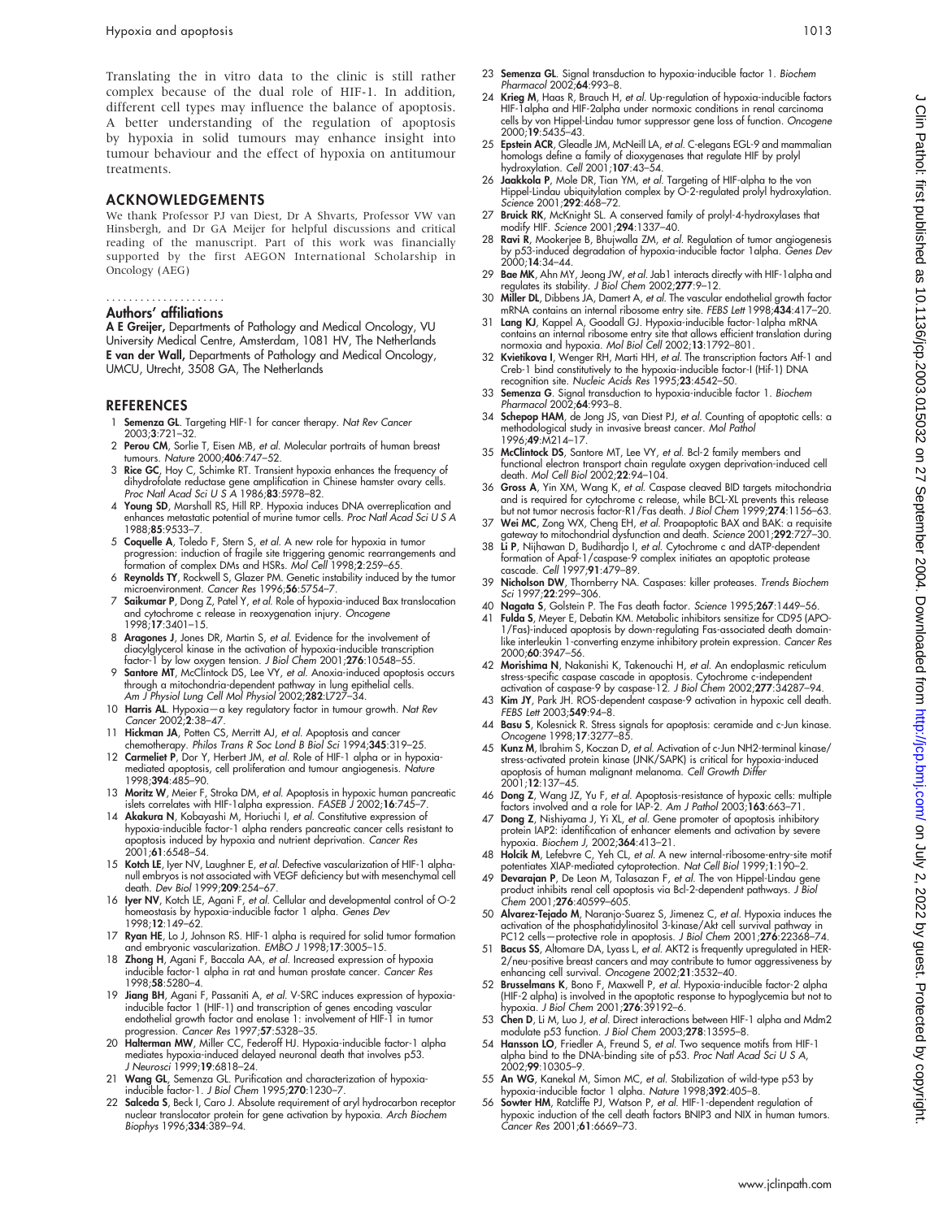Translating the in vitro data to the clinic is still rather complex because of the dual role of HIF-1. In addition, different cell types may influence the balance of apoptosis. A better understanding of the regulation of apoptosis by hypoxia in solid tumours may enhance insight into tumour behaviour and the effect of hypoxia on antitumour treatments.

## ACKNOWLEDGEMENTS

We thank Professor PJ van Diest, Dr A Shvarts, Professor VW van Hinsbergh, and Dr GA Meijer for helpful discussions and critical reading of the manuscript. Part of this work was financially supported by the first AEGON International Scholarship in Oncology (AEG)

### Authors' affiliations

**A E Greijer,** Departments of Pathology and Medical Oncology, VU University Medical Centre, Amsterdam, 1081 HV, The Netherlands
**E van der Wall,** Departments of Pathology and Medical Oncology, UMCU, Utrecht, 3508 GA, The Netherlands

## REFERENCES

1. **Semenza GL**. Targeting HIF-1 for cancer therapy. *Nat Rev Cancer* 2003;**3**:721–32.
2. **Perou CM**, Sorlie T, Eisen MB, *et al*. Molecular portraits of human breast tumours. *Nature* 2000;**406**:747–52.
3. **Rice GC**, Hoy C, Schimke RT. Transient hypoxia enhances the frequency of dihydrofolate reductase gene amplification in Chinese hamster ovary cells. *Proc Natl Acad Sci U S A* 1986;**83**:5978–82.
4. **Young SD**, Marshall RS, Hill RP. Hypoxia induces DNA overreplication and enhances metastatic potential of murine tumor cells. *Proc Natl Acad Sci U S A* 1988;**85**:9533–7.
5. **Coquelle A**, Toledo F, Stern S, *et al*. A new role for hypoxia in tumor progression: induction of fragile site triggering genomic rearrangements and formation of complex DMs and HSRs. *Mol Cell* 1998;**2**:259–65.
6. **Reynolds TY**, Rockwell S, Glazer PM. Genetic instability induced by the tumor microenvironment. *Cancer Res* 1996;**56**:5754–7.
7. **Saikumar P**, Dong Z, Patel Y, *et al*. Role of hypoxia-induced Bax translocation and cytochrome c release in reoxygenation injury. *Oncogene* 1998;**17**:3401–15.
8. **Aragones J**, Jones DR, Martin S, *et al*. Evidence for the involvement of diacylglycerol kinase in the activation of hypoxia-inducible transcription factor-1 by low oxygen tension. *J Biol Chem* 2001;**276**:10548–55.
9. **Santore MT**, McClintock DS, Lee VY, *et al*. Anoxia-induced apoptosis occurs through a mitochondria-dependent pathway in lung epithelial cells. *Am J Physiol Lung Cell Mol Physiol* 2002;**282**:L727–34.
10. **Harris AL**. Hypoxia—a key regulatory factor in tumour growth. *Nat Rev Cancer* 2002;**2**:38–47.
11. **Hickman JA**, Potten CS, Merritt AJ, *et al*. Apoptosis and cancer chemotherapy. *Philos Trans R Soc Lond B Biol Sci* 1994;**345**:319–25.
12. **Carmeliet P**, Dor Y, Herbert JM, *et al*. Role of HIF-1 alpha or in hypoxia-mediated apoptosis, cell proliferation and tumour angiogenesis. *Nature* 1998;**394**:485–90.
13. **Moritz W**, Meier F, Stroka DM, *et al*. Apoptosis in hypoxic human pancreatic islets correlates with HIF-1alpha expression. *FASEB J* 2002;**16**:745–7.
14. **Akakura N**, Kobayashi M, Horiuchi I, *et al*. Constitutive expression of hypoxia-inducible factor-1 alpha renders pancreatic cancer cells resistant to apoptosis induced by hypoxia and nutrient deprivation. *Cancer Res* 2001;**61**:6548–54.
15. **Kotch LE**, Iyer NV, Laughner E, *et al*. Defective vascularization of HIF-1 alpha-null embryos is not associated with VEGF deficiency but with mesenchymal cell death. *Dev Biol* 1999;**209**:254–67.
16. **Iyer NV**, Kotch LE, Agani F, *et al*. Cellular and developmental control of O-2 homeostasis by hypoxia-inducible factor 1 alpha. *Genes Dev* 1998;**12**:149–62.
17. **Ryan HE**, Lo J, Johnson RS. HIF-1 alpha is required for solid tumor formation and embryonic vascularization. *EMBO J* 1998;**17**:3005–15.
18. **Zhong H**, Agani F, Baccala AA, *et al*. Increased expression of hypoxia inducible factor-1 alpha in rat and human prostate cancer. *Cancer Res* 1998;**58**:5280–4.
19. **Jiang BH**, Agani F, Passaniti A, *et al*. V-SRC induces expression of hypoxia-inducible factor 1 (HIF-1) and transcription of genes encoding vascular endothelial growth factor and enolase 1: involvement of HIF-1 in tumor progression. *Cancer Res* 1997;**57**:5328–35.
20. **Halterman MW**, Miller CC, Federoff HJ. Hypoxia-inducible factor-1 alpha mediates hypoxia-induced delayed neuronal death that involves p53. *J Neurosci* 1999;**19**:6818–24.
21. **Wang GL**, Semenza GL. Purification and characterization of hypoxia-inducible factor-1. *J Biol Chem* 1995;**270**:1230–7.
22. **Salceda S**, Beck I, Caro J. Absolute requirement of aryl hydrocarbon receptor nuclear translocator protein for gene activation by hypoxia. *Arch Biochem Biophys* 1996;**334**:389–94.
23. **Semenza GL**. Signal transduction to hypoxia-inducible factor 1. *Biochem Pharmacol* 2002;**64**:993–8.
24. **Krieg M**, Haas R, Brauch H, *et al*. Up-regulation of hypoxia-inducible factors HIF-1alpha and HIF-2alpha under normoxic conditions in renal carcinoma cells by von Hippel-Lindau tumor suppressor gene loss of function. *Oncogene* 2000;**19**:5435–43.
25. **Epstein ACR**, Gleadle JM, McNeill LA, *et al*. C-elegans EGL-9 and mammalian homologs define a family of dioxygenases that regulate HIF by prolyl hydroxylation. *Cell* 2001;**107**:43–54.
26. **Jaakkola P**, Mole DR, Tian YM, *et al*. Targeting of HIF-alpha to the von Hippel-Lindau ubiquitylation complex by O-2-regulated prolyl hydroxylation. *Science* 2001;**292**:468–72.
27. **Bruick RK**, McKnight SL. A conserved family of prolyl-4-hydroxylases that modify HIF. *Science* 2001;**294**:1337–40.
28. **Ravi R**, Mookerjee B, Bhujwalla ZM, *et al*. Regulation of tumor angiogenesis by p53-induced degradation of hypoxia-inducible factor 1alpha. *Genes Dev* 2000;**14**:34–44.
29. **Bae MK**, Ahn MY, Jeong JW, *et al*. Jab1 interacts directly with HIF-1alpha and regulates its stability. *J Biol Chem* 2002;**277**:9–12.
30. **Miller DL**, Dibbens JA, Damert A, *et al*. The vascular endothelial growth factor mRNA contains an internal ribosome entry site. *FEBS Lett* 1998;**434**:417–20.
31. **Lang KJ**, Kappel A, Goodall GJ. Hypoxia-inducible factor-1alpha mRNA contains an internal ribosome entry site that allows efficient translation during normoxia and hypoxia. *Mol Biol Cell* 2002;**13**:1792–801.
32. **Kvietikova I**, Wenger RH, Marti HH, *et al*. The transcription factors Atf-1 and Creb-1 bind constitutively to the hypoxia-inducible factor-I (Hif-1) DNA recognition site. *Nucleic Acids Res* 1995;**23**:4542–50.
33. **Semenza G**. Signal transduction to hypoxia-inducible factor 1. *Biochem Pharmacol* 2002;**64**:993–8.
34. **Schepop HAM**, de Jong JS, van Diest PJ, *et al*. Counting of apoptotic cells: a methodological study in invasive breast cancer. *Mol Pathol* 1996;**49**:M214–17.
35. **McClintock DS**, Santore MT, Lee VY, *et al*. Bcl-2 family members and functional electron transport chain regulate oxygen deprivation-induced cell death. *Mol Cell Biol* 2002;**22**:94–104.
36. **Gross A**, Yin XM, Wang K, *et al*. Caspase cleaved BID targets mitochondria and is required for cytochrome c release, while BCL-XL prevents this release but not tumor necrosis factor-R1/Fas death. *J Biol Chem* 1999;**274**:1156–63.
37. **Wei MC**, Zong WX, Cheng EH, *et al*. Proapoptotic BAX and BAK: a requisite gateway to mitochondrial dysfunction and death. *Science* 2001;**292**:727–30.
38. **Li P**, Nijhawan D, Budihardjo I, *et al*. Cytochrome c and dATP-dependent formation of Apaf-1/caspase-9 complex initiates an apoptotic protease cascade. *Cell* 1997;**91**:479–89.
39. **Nicholson DW**, Thornberry NA. Caspases: killer proteases. *Trends Biochem Sci* 1997;**22**:299–306.
40. **Nagata S**, Golstein P. The Fas death factor. *Science* 1995;**267**:1449–56.
41. **Fulda S**, Meyer E, Debatin KM. Metabolic inhibitors sensitize for CD95 (APO-1/Fas)-induced apoptosis by down-regulating Fas-associated death domain-like interleukin 1-converting enzyme inhibitory protein expression. *Cancer Res* 2000;**60**:3947–56.
42. **Morishima N**, Nakanishi K, Takenouchi H, *et al*. An endoplasmic reticulum stress-specific caspase cascade in apoptosis. Cytochrome c-independent activation of caspase-9 by caspase-12. *J Biol Chem* 2002;**277**:34287–94.
43. **Kim JY**, Park JH. ROS-dependent caspase-9 activation in hypoxic cell death. *FEBS Lett* 2003;**549**:94–8.
44. **Basu S**, Kolesnick R. Stress signals for apoptosis: ceramide and c-Jun kinase. *Oncogene* 1998;**17**:3277–85.
45. **Kunz M**, Ibrahim S, Koczan D, *et al*. Activation of c-Jun NH2-terminal kinase/stress-activated protein kinase (JNK/SAPK) is critical for hypoxia-induced apoptosis of human malignant melanoma. *Cell Growth Differ* 2001;**12**:137–45.
46. **Dong Z**, Wang JZ, Yu F, *et al*. Apoptosis-resistance of hypoxic cells: multiple factors involved and a role for IAP-2. *Am J Pathol* 2003;**163**:663–71.
47. **Dong Z**, Nishiyama J, Yi XL, *et al*. Gene promoter of apoptosis inhibitory protein IAP2: identification of enhancer elements and activation by severe hypoxia. *Biochem J*, 2002;**364**:413–21.
48. **Holcik M**, Lefebvre C, Yeh CL, *et al*. A new internal-ribosome-entry-site motif potentiates XIAP-mediated cytoprotection. *Nat Cell Biol* 1999;**1**:190–2.
49. **Devarajan P**, De Leon M, Talasazan F, *et al*. The von Hippel-Lindau gene product inhibits renal cell apoptosis via Bcl-2-dependent pathways. *J Biol Chem* 2001;**276**:40599–605.
50. **Alvarez-Tejado M**, Naranjo-Suarez S, Jimenez C, *et al*. Hypoxia induces the activation of the phosphatidylinositol 3-kinase/Akt cell survival pathway in PC12 cells—protective role in apoptosis. *J Biol Chem* 2001;**276**:22368–74.
51. **Bacus SS**, Altomare DA, Lyass L, *et al*. AKT2 is frequently upregulated in HER-2/neu-positive breast cancers and may contribute to tumor aggressiveness by enhancing cell survival. *Oncogene* 2002;**21**:3532–40.
52. **Brusselmans K**, Bono F, Maxwell P, *et al*. Hypoxia-inducible factor-2 alpha (HIF-2 alpha) is involved in the apoptotic response to hypoglycemia but not to hypoxia. *J Biol Chem* 2001;**276**:39192–6.
53. **Chen D**, Li M, Luo J, *et al*. Direct interactions between HIF-1 alpha and Mdm2 modulate p53 function. *J Biol Chem* 2003;**278**:13595–8.
54. **Hansson LO**, Friedler A, Freund S, *et al*. Two sequence motifs from HIF-1 alpha bind to the DNA-binding site of p53. *Proc Natl Acad Sci U S A*, 2002;**99**:10305–9.
55. **An WG**, Kanekal M, Simon MC, *et al*. Stabilization of wild-type p53 by hypoxia-inducible factor 1 alpha. *Nature* 1998;**392**:405–8.
56. **Sowter HM**, Ratcliffe PJ, Watson P, *et al*. HIF-1-dependent regulation of hypoxic induction of the cell death factors BNIP3 and NIX in human tumors. *Cancer Res* 2001;**61**:6669–73.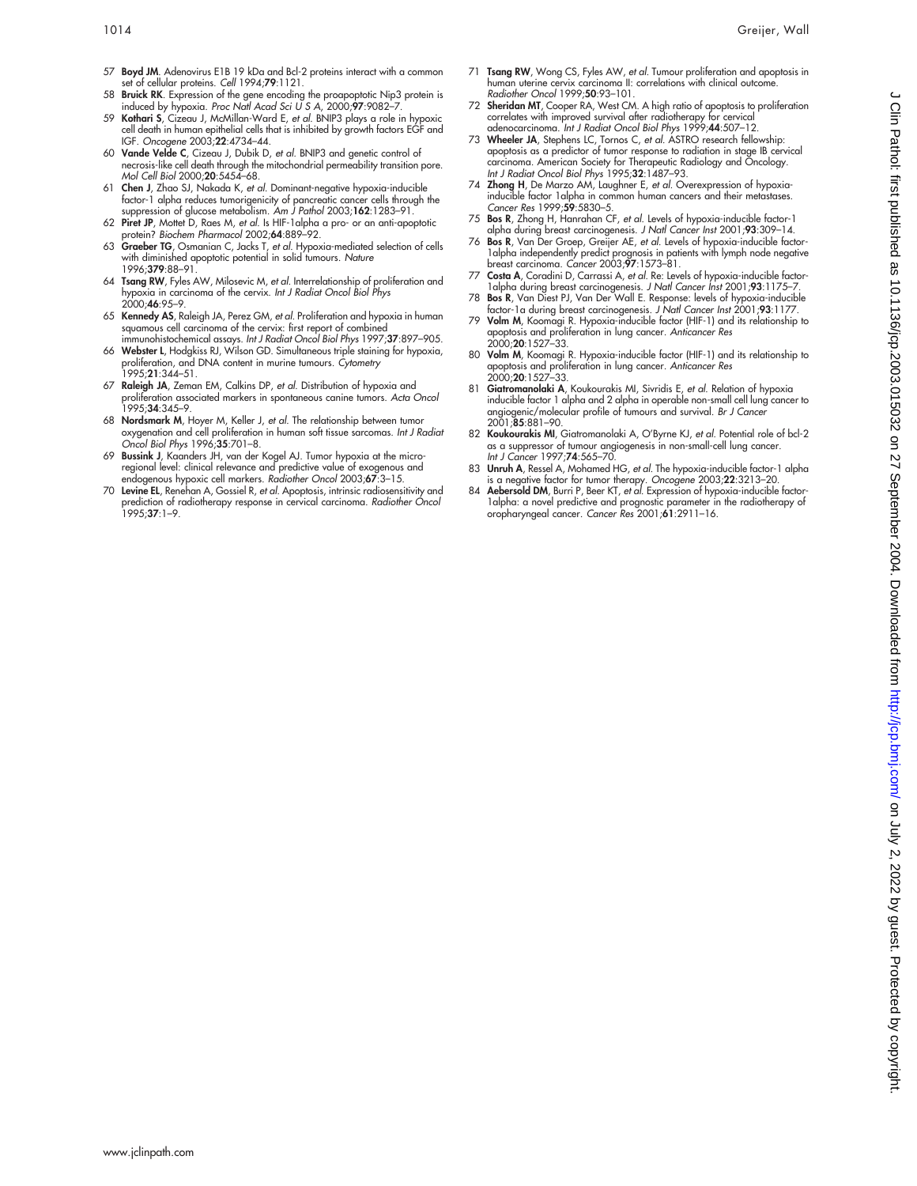57 **Boyd JM**. Adenovirus E1B 19 kDa and Bcl-2 proteins interact with a common set of cellular proteins. *Cell* 1994;**79**:1121.

58 **Bruick RK**. Expression of the gene encoding the proapoptotic Nip3 protein is induced by hypoxia. *Proc Natl Acad Sci U S A*, 2000;**97**:9082–7.

59 **Kothari S**, Cizeau J, McMillan-Ward E, *et al*. BNIP3 plays a role in hypoxic cell death in human epithelial cells that is inhibited by growth factors EGF and IGF. *Oncogene* 2003;**22**:4734–44.

60 **Vande Velde C**, Cizeau J, Dubik D, *et al*. BNIP3 and genetic control of necrosis-like cell death through the mitochondrial permeability transition pore. *Mol Cell Biol* 2000;**20**:5454–68.

61 **Chen J**, Zhao SJ, Nakada K, *et al*. Dominant-negative hypoxia-inducible factor-1 alpha reduces tumorigenicity of pancreatic cancer cells through the suppression of glucose metabolism. *Am J Pathol* 2003;**162**:1283–91.

62 **Piret JP**, Mottet D, Raes M, *et al*. Is HIF-1alpha a pro- or an anti-apoptotic protein? *Biochem Pharmacol* 2002;**64**:889–92.

63 **Graeber TG**, Osmanian C, Jacks T, *et al*. Hypoxia-mediated selection of cells with diminished apoptotic potential in solid tumours. *Nature* 1996;**379**:88–91.

64 **Tsang RW**, Fyles AW, Milosevic M, *et al*. Interrelationship of proliferation and hypoxia in carcinoma of the cervix. *Int J Radiat Oncol Biol Phys* 2000;**46**:95–9.

65 **Kennedy AS**, Raleigh JA, Perez GM, *et al*. Proliferation and hypoxia in human squamous cell carcinoma of the cervix: first report of combined immunohistochemical assays. *Int J Radiat Oncol Biol Phys* 1997;**37**:897–905.

66 **Webster L**, Hodgkiss RJ, Wilson GD. Simultaneous triple staining for hypoxia, proliferation, and DNA content in murine tumours. *Cytometry* 1995;**21**:344–51.

67 **Raleigh JA**, Zeman EM, Calkins DP, *et al*. Distribution of hypoxia and proliferation associated markers in spontaneous canine tumors. *Acta Oncol* 1995;**34**:345–9.

68 **Nordsmark M**, Hoyer M, Keller J, *et al*. The relationship between tumor oxygenation and cell proliferation in human soft tissue sarcomas. *Int J Radiat Oncol Biol Phys* 1996;**35**:701–8.

69 **Bussink J**, Kaanders JH, van der Kogel AJ. Tumor hypoxia at the micro-regional level: clinical relevance and predictive value of exogenous and endogenous hypoxic cell markers. *Radiother Oncol* 2003;**67**:3–15.

70 **Levine EL**, Renehan A, Gossiel R, *et al*. Apoptosis, intrinsic radiosensitivity and prediction of radiotherapy response in cervical carcinoma. *Radiother Oncol* 1995;**37**:1–9.

71 **Tsang RW**, Wong CS, Fyles AW, *et al*. Tumour proliferation and apoptosis in human uterine cervix carcinoma II: correlations with clinical outcome. *Radiother Oncol* 1999;**50**:93–101.

72 **Sheridan MT**, Cooper RA, West CM. A high ratio of apoptosis to proliferation correlates with improved survival after radiotherapy for cervical adenocarcinoma. *Int J Radiat Oncol Biol Phys* 1999;**44**:507–12.

73 **Wheeler JA**, Stephens LC, Tornos C, *et al*. ASTRO research fellowship: apoptosis as a predictor of tumor response to radiation in stage IB cervical carcinoma. American Society for Therapeutic Radiology and Oncology. *Int J Radiat Oncol Biol Phys* 1995;**32**:1487–93.

74 **Zhong H**, De Marzo AM, Laughner E, *et al*. Overexpression of hypoxia-inducible factor 1alpha in common human cancers and their metastases. *Cancer Res* 1999;**59**:5830–5.

75 **Bos R**, Zhong H, Hanrahan CF, *et al*. Levels of hypoxia-inducible factor-1 alpha during breast carcinogenesis. *J Natl Cancer Inst* 2001;**93**:309–14.

76 **Bos R**, Van Der Groep, Greijer AE, *et al*. Levels of hypoxia-inducible factor-1alpha independently predict prognosis in patients with lymph node negative breast carcinoma. *Cancer* 2003;**97**:1573–81.

77 **Costa A**, Coradini D, Carrassi A, *et al*. Re: Levels of hypoxia-inducible factor-1alpha during breast carcinogenesis. *J Natl Cancer Inst* 2001;**93**:1175–7.

78 **Bos R**, Van Diest PJ, Van Der Wall E. Response: levels of hypoxia-inducible factor-1a during breast carcinogenesis. *J Natl Cancer Inst* 2001;**93**:1177.

79 **Volm M**, Koomagi R. Hypoxia-inducible factor (HIF-1) and its relationship to apoptosis and proliferation in lung cancer. *Anticancer Res* 2000;**20**:1527–33.

80 **Volm M**, Koomagi R. Hypoxia-inducible factor (HIF-1) and its relationship to apoptosis and proliferation in lung cancer. *Anticancer Res* 2000;**20**:1527–33.

81 **Giatromanolaki A**, Koukourakis MI, Sivridis E, *et al*. Relation of hypoxia inducible factor 1 alpha and 2 alpha in operable non-small cell lung cancer to angiogenic/molecular profile of tumours and survival. *Br J Cancer* 2001;**85**:881–90.

82 **Koukourakis MI**, Giatromanolaki A, O'Byrne KJ, *et al*. Potential role of bcl-2 as a suppressor of tumour angiogenesis in non-small-cell lung cancer. *Int J Cancer* 1997;**74**:565–70.

83 **Unruh A**, Ressel A, Mohamed HG, *et al*. The hypoxia-inducible factor-1 alpha is a negative factor for tumor therapy. *Oncogene* 2003;**22**:3213–20.

84 **Aebersold DM**, Burri P, Beer KT, *et al*. Expression of hypoxia-inducible factor-1alpha: a novel predictive and prognostic parameter in the radiotherapy of oropharyngeal cancer. *Cancer Res* 2001;**61**:2911–16.